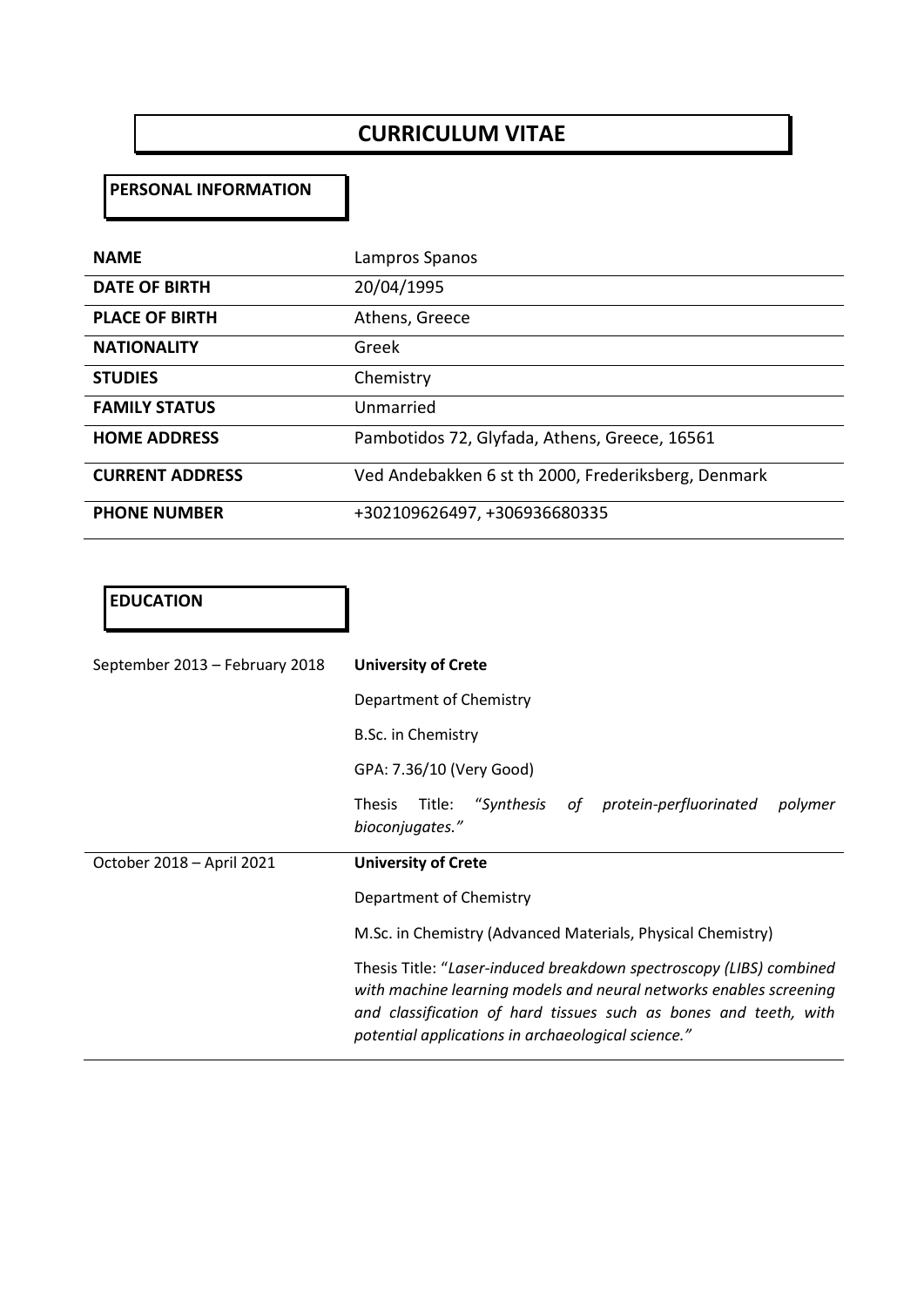# CURRICULUM VITAE

## PERSONAL INFORMATION

| | |
|---|---|
| **NAME** | Lampros Spanos |
| **DATE OF BIRTH** | 20/04/1995 |
| **PLACE OF BIRTH** | Athens, Greece |
| **NATIONALITY** | Greek |
| **STUDIES** | Chemistry |
| **FAMILY STATUS** | Unmarried |
| **HOME ADDRESS** | Pambotidos 72, Glyfada, Athens, Greece, 16561 |
| **CURRENT ADDRESS** | Ved Andebakken 6 st th 2000, Frederiksberg, Denmark |
| **PHONE NUMBER** | +302109626497, +306936680335 |

## EDUCATION

| | |
|---|---|
| September 2013 – February 2018 | **University of Crete**<br>Department of Chemistry<br>B.Sc. in Chemistry<br>GPA: 7.36/10 (Very Good)<br>Thesis Title: "*Synthesis of protein-perfluorinated polymer bioconjugates.*" |
| October 2018 – April 2021 | **University of Crete**<br>Department of Chemistry<br>M.Sc. in Chemistry (Advanced Materials, Physical Chemistry)<br>Thesis Title: "*Laser-induced breakdown spectroscopy (LIBS) combined with machine learning models and neural networks enables screening and classification of hard tissues such as bones and teeth, with potential applications in archaeological science.*" |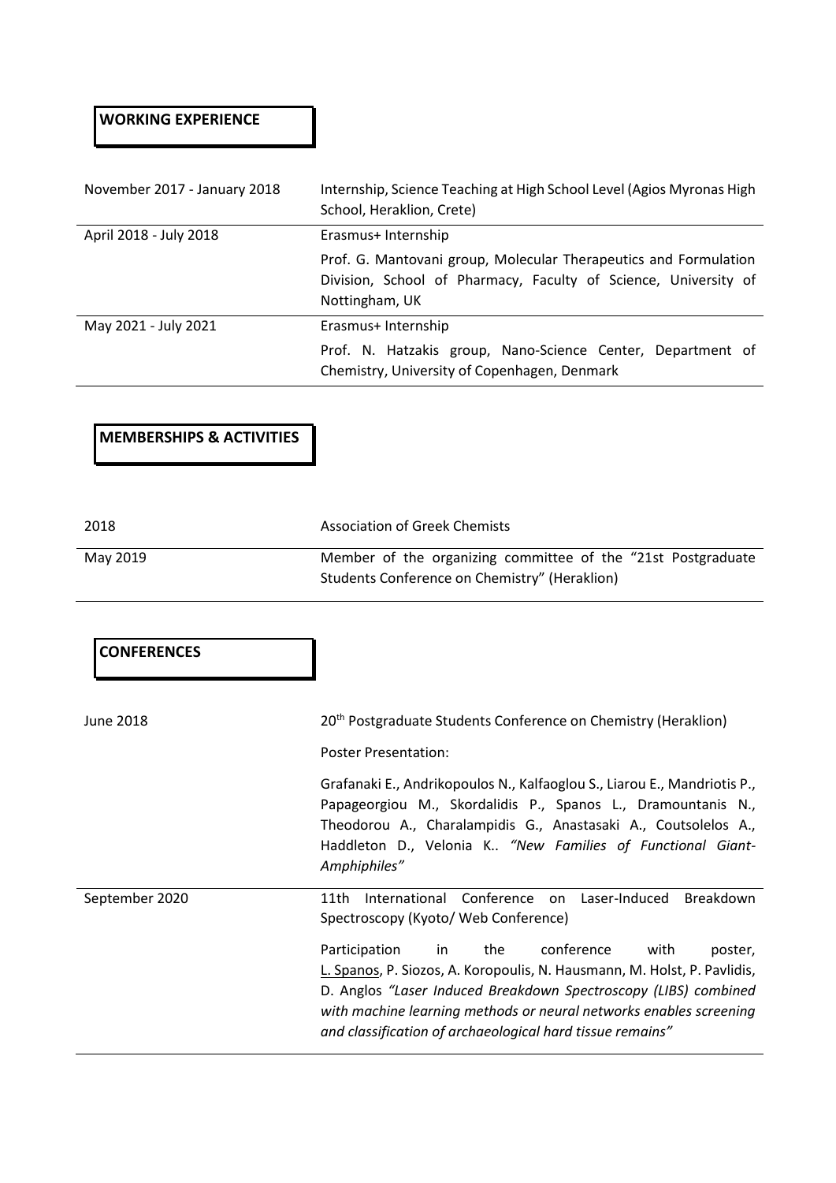## WORKING EXPERIENCE

| | |
|---|---|
| November 2017 - January 2018 | Internship, Science Teaching at High School Level (Agios Myronas High School, Heraklion, Crete) |
| April 2018 - July 2018 | Erasmus+ Internship<br><br>Prof. G. Mantovani group, Molecular Therapeutics and Formulation Division, School of Pharmacy, Faculty of Science, University of Nottingham, UK |
| May 2021 - July 2021 | Erasmus+ Internship<br><br>Prof. N. Hatzakis group, Nano-Science Center, Department of Chemistry, University of Copenhagen, Denmark |

## MEMBERSHIPS & ACTIVITIES

| | |
|---|---|
| 2018 | Association of Greek Chemists |
| May 2019 | Member of the organizing committee of the "21st Postgraduate Students Conference on Chemistry" (Heraklion) |

## CONFERENCES

| | |
|---|---|
| June 2018 | 20th Postgraduate Students Conference on Chemistry (Heraklion)<br><br>Poster Presentation:<br><br>Grafanaki E., Andrikopoulos N., Kalfaoglou S., Liarou E., Mandriotis P., Papageorgiou M., Skordalidis P., Spanos L., Dramountanis N., Theodorou A., Charalampidis G., Anastasaki A., Coutsolelos A., Haddleton D., Velonia K.. *"New Families of Functional Giant-Amphiphiles"* |
| September 2020 | 11th International Conference on Laser-Induced Breakdown Spectroscopy (Kyoto/ Web Conference)<br><br>Participation in the conference with poster, <u>L. Spanos</u>, P. Siozos, A. Koropoulis, N. Hausmann, M. Holst, P. Pavlidis, D. Anglos *"Laser Induced Breakdown Spectroscopy (LIBS) combined with machine learning methods or neural networks enables screening and classification of archaeological hard tissue remains"* |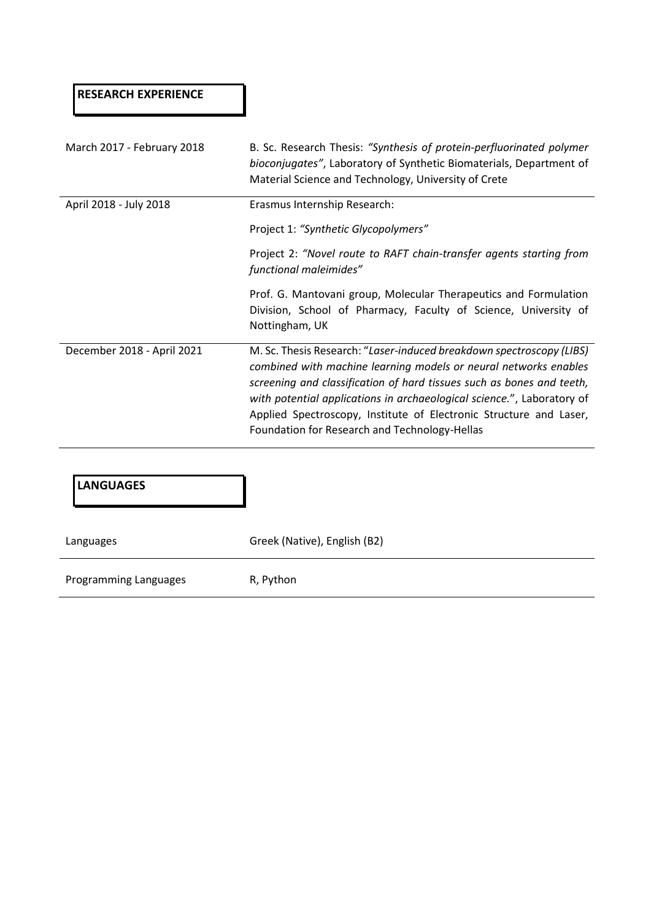## RESEARCH EXPERIENCE

| | |
|---|---|
| March 2017 - February 2018 | B. Sc. Research Thesis: *"Synthesis of protein-perfluorinated polymer bioconjugates"*, Laboratory of Synthetic Biomaterials, Department of Material Science and Technology, University of Crete |
| April 2018 - July 2018 | Erasmus Internship Research:<br><br>Project 1: *"Synthetic Glycopolymers"*<br><br>Project 2: *"Novel route to RAFT chain-transfer agents starting from functional maleimides"*<br><br>Prof. G. Mantovani group, Molecular Therapeutics and Formulation Division, School of Pharmacy, Faculty of Science, University of Nottingham, UK |
| December 2018 - April 2021 | M. Sc. Thesis Research: "*Laser-induced breakdown spectroscopy (LIBS) combined with machine learning models or neural networks enables screening and classification of hard tissues such as bones and teeth, with potential applications in archaeological science.*", Laboratory of Applied Spectroscopy, Institute of Electronic Structure and Laser, Foundation for Research and Technology-Hellas |

## LANGUAGES

| | |
|---|---|
| Languages | Greek (Native), English (B2) |
| Programming Languages | R, Python |